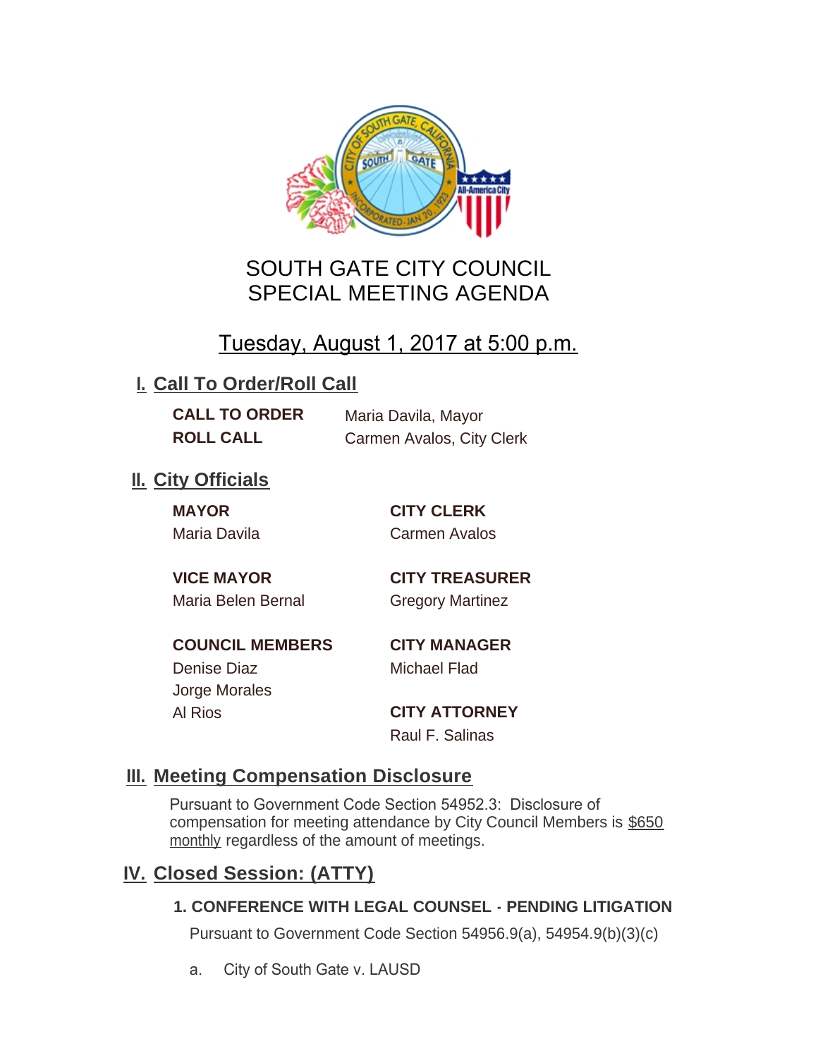# SOUTH GATE CITY COUNCIL
# SPECIAL MEETING AGENDA

## Tuesday, August 1, 2017 at 5:00 p.m.

## I. Call To Order/Roll Call

**CALL TO ORDER** Maria Davila, Mayor
**ROLL CALL** Carmen Avalos, City Clerk

## II. City Officials

**MAYOR**
Maria Davila

**VICE MAYOR**
Maria Belen Bernal

**COUNCIL MEMBERS**
Denise Diaz
Jorge Morales
Al Rios

**CITY CLERK**
Carmen Avalos

**CITY TREASURER**
Gregory Martinez

**CITY MANAGER**
Michael Flad

**CITY ATTORNEY**
Raul F. Salinas

## III. Meeting Compensation Disclosure

Pursuant to Government Code Section 54952.3: Disclosure of compensation for meeting attendance by City Council Members is $650 monthly regardless of the amount of meetings.

## IV. Closed Session: (ATTY)

### 1. CONFERENCE WITH LEGAL COUNSEL - PENDING LITIGATION

Pursuant to Government Code Section 54956.9(a), 54954.9(b)(3)(c)

a. City of South Gate v. LAUSD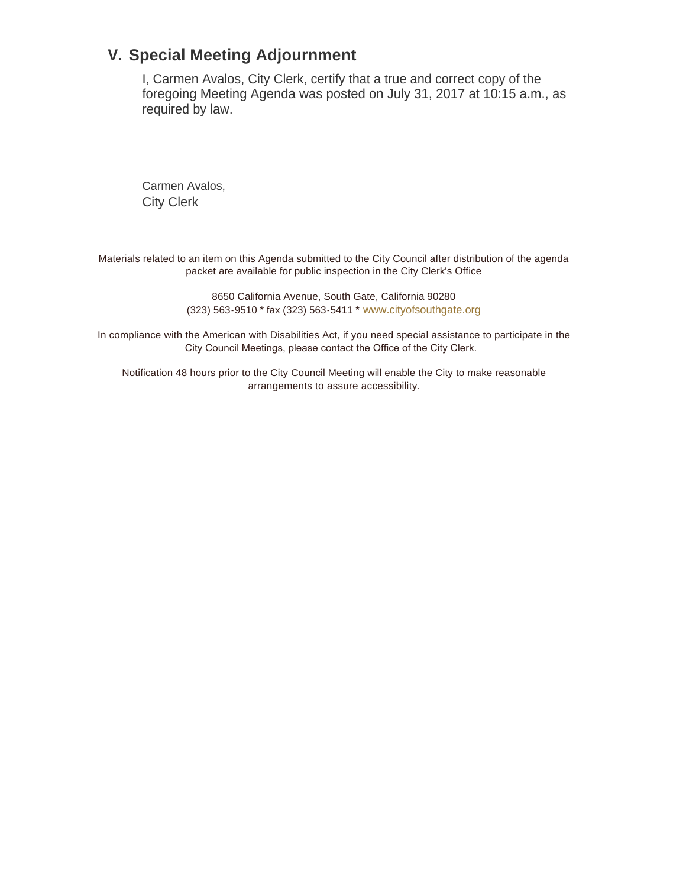## V. Special Meeting Adjournment

I, Carmen Avalos, City Clerk, certify that a true and correct copy of the foregoing Meeting Agenda was posted on July 31, 2017 at 10:15 a.m., as required by law.

Carmen Avalos,
City Clerk

Materials related to an item on this Agenda submitted to the City Council after distribution of the agenda packet are available for public inspection in the City Clerk's Office

8650 California Avenue, South Gate, California 90280
(323) 563-9510 * fax (323) 563-5411 * www.cityofsouthgate.org

In compliance with the American with Disabilities Act, if you need special assistance to participate in the City Council Meetings, please contact the Office of the City Clerk.

Notification 48 hours prior to the City Council Meeting will enable the City to make reasonable arrangements to assure accessibility.